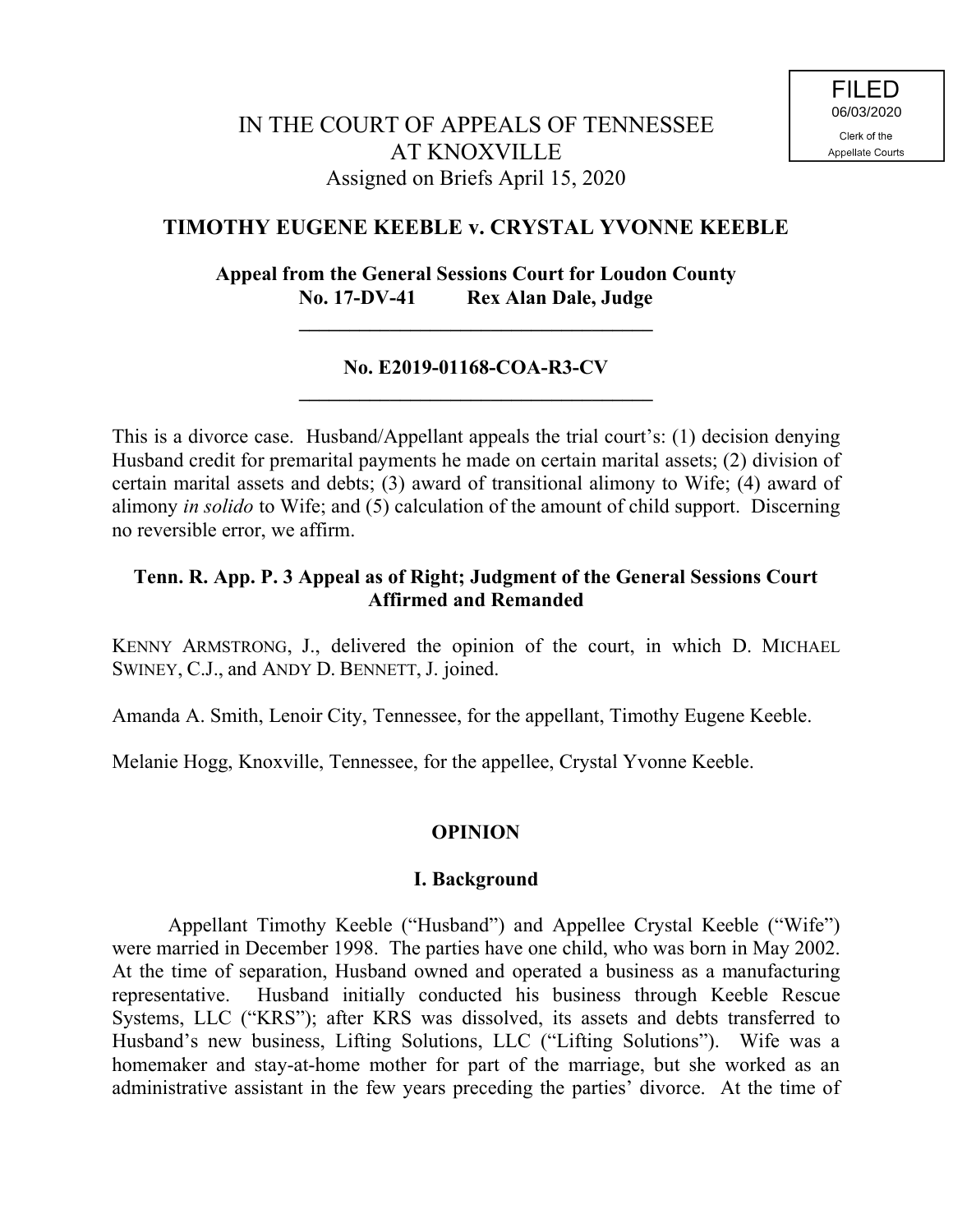FILED
06/03/2020
Clerk of the
Appellate Courts

IN THE COURT OF APPEALS OF TENNESSEE
AT KNOXVILLE
Assigned on Briefs April 15, 2020

**TIMOTHY EUGENE KEEBLE v. CRYSTAL YVONNE KEEBLE**

**Appeal from the General Sessions Court for Loudon County**
**No. 17-DV-41 Rex Alan Dale, Judge**

---

**No. E2019-01168-COA-R3-CV**

---

This is a divorce case. Husband/Appellant appeals the trial court's: (1) decision denying Husband credit for premarital payments he made on certain marital assets; (2) division of certain marital assets and debts; (3) award of transitional alimony to Wife; (4) award of alimony *in solido* to Wife; and (5) calculation of the amount of child support. Discerning no reversible error, we affirm.

**Tenn. R. App. P. 3 Appeal as of Right; Judgment of the General Sessions Court Affirmed and Remanded**

KENNY ARMSTRONG, J., delivered the opinion of the court, in which D. MICHAEL SWINEY, C.J., and ANDY D. BENNETT, J. joined.

Amanda A. Smith, Lenoir City, Tennessee, for the appellant, Timothy Eugene Keeble.

Melanie Hogg, Knoxville, Tennessee, for the appellee, Crystal Yvonne Keeble.

## OPINION

### I. Background

Appellant Timothy Keeble ("Husband") and Appellee Crystal Keeble ("Wife") were married in December 1998. The parties have one child, who was born in May 2002. At the time of separation, Husband owned and operated a business as a manufacturing representative. Husband initially conducted his business through Keeble Rescue Systems, LLC ("KRS"); after KRS was dissolved, its assets and debts transferred to Husband's new business, Lifting Solutions, LLC ("Lifting Solutions"). Wife was a homemaker and stay-at-home mother for part of the marriage, but she worked as an administrative assistant in the few years preceding the parties' divorce. At the time of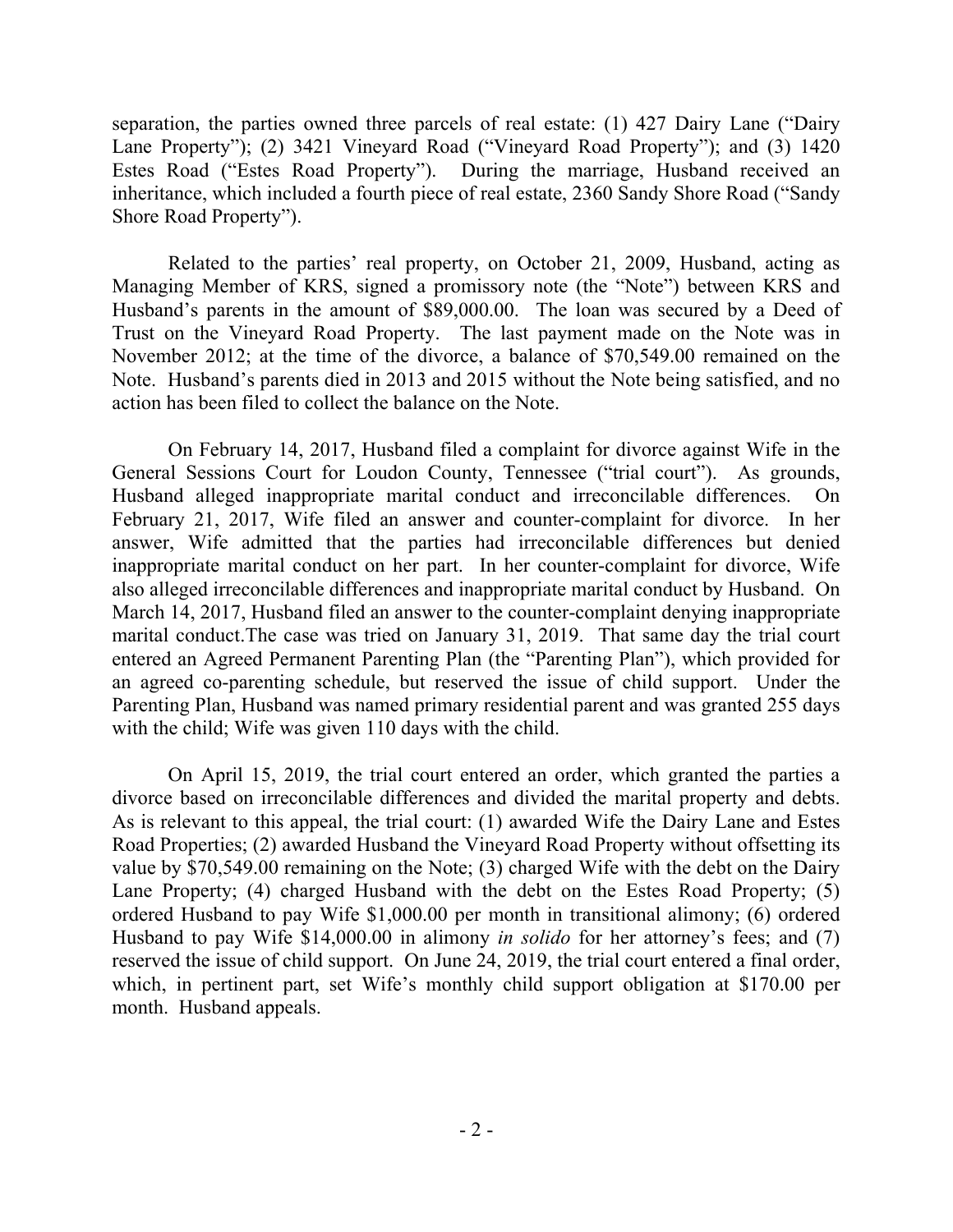separation, the parties owned three parcels of real estate: (1) 427 Dairy Lane ("Dairy Lane Property"); (2) 3421 Vineyard Road ("Vineyard Road Property"); and (3) 1420 Estes Road ("Estes Road Property"). During the marriage, Husband received an inheritance, which included a fourth piece of real estate, 2360 Sandy Shore Road ("Sandy Shore Road Property").

Related to the parties' real property, on October 21, 2009, Husband, acting as Managing Member of KRS, signed a promissory note (the "Note") between KRS and Husband's parents in the amount of $89,000.00. The loan was secured by a Deed of Trust on the Vineyard Road Property. The last payment made on the Note was in November 2012; at the time of the divorce, a balance of $70,549.00 remained on the Note. Husband's parents died in 2013 and 2015 without the Note being satisfied, and no action has been filed to collect the balance on the Note.

On February 14, 2017, Husband filed a complaint for divorce against Wife in the General Sessions Court for Loudon County, Tennessee ("trial court"). As grounds, Husband alleged inappropriate marital conduct and irreconcilable differences. On February 21, 2017, Wife filed an answer and counter-complaint for divorce. In her answer, Wife admitted that the parties had irreconcilable differences but denied inappropriate marital conduct on her part. In her counter-complaint for divorce, Wife also alleged irreconcilable differences and inappropriate marital conduct by Husband. On March 14, 2017, Husband filed an answer to the counter-complaint denying inappropriate marital conduct.The case was tried on January 31, 2019. That same day the trial court entered an Agreed Permanent Parenting Plan (the "Parenting Plan"), which provided for an agreed co-parenting schedule, but reserved the issue of child support. Under the Parenting Plan, Husband was named primary residential parent and was granted 255 days with the child; Wife was given 110 days with the child.

On April 15, 2019, the trial court entered an order, which granted the parties a divorce based on irreconcilable differences and divided the marital property and debts. As is relevant to this appeal, the trial court: (1) awarded Wife the Dairy Lane and Estes Road Properties; (2) awarded Husband the Vineyard Road Property without offsetting its value by $70,549.00 remaining on the Note; (3) charged Wife with the debt on the Dairy Lane Property; (4) charged Husband with the debt on the Estes Road Property; (5) ordered Husband to pay Wife $1,000.00 per month in transitional alimony; (6) ordered Husband to pay Wife $14,000.00 in alimony *in solido* for her attorney's fees; and (7) reserved the issue of child support. On June 24, 2019, the trial court entered a final order, which, in pertinent part, set Wife's monthly child support obligation at $170.00 per month. Husband appeals.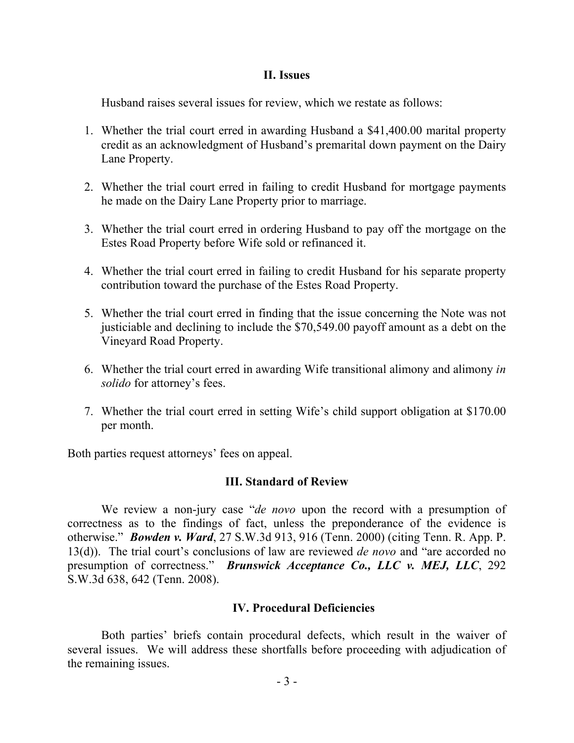## II. Issues

Husband raises several issues for review, which we restate as follows:

1. Whether the trial court erred in awarding Husband a $41,400.00 marital property credit as an acknowledgment of Husband's premarital down payment on the Dairy Lane Property.

2. Whether the trial court erred in failing to credit Husband for mortgage payments he made on the Dairy Lane Property prior to marriage.

3. Whether the trial court erred in ordering Husband to pay off the mortgage on the Estes Road Property before Wife sold or refinanced it.

4. Whether the trial court erred in failing to credit Husband for his separate property contribution toward the purchase of the Estes Road Property.

5. Whether the trial court erred in finding that the issue concerning the Note was not justiciable and declining to include the $70,549.00 payoff amount as a debt on the Vineyard Road Property.

6. Whether the trial court erred in awarding Wife transitional alimony and alimony *in solido* for attorney's fees.

7. Whether the trial court erred in setting Wife's child support obligation at $170.00 per month.

Both parties request attorneys' fees on appeal.

## III. Standard of Review

We review a non-jury case "*de novo* upon the record with a presumption of correctness as to the findings of fact, unless the preponderance of the evidence is otherwise." ***Bowden v. Ward***, 27 S.W.3d 913, 916 (Tenn. 2000) (citing Tenn. R. App. P. 13(d)). The trial court's conclusions of law are reviewed *de novo* and "are accorded no presumption of correctness." ***Brunswick Acceptance Co., LLC v. MEJ, LLC***, 292 S.W.3d 638, 642 (Tenn. 2008).

## IV. Procedural Deficiencies

Both parties' briefs contain procedural defects, which result in the waiver of several issues. We will address these shortfalls before proceeding with adjudication of the remaining issues.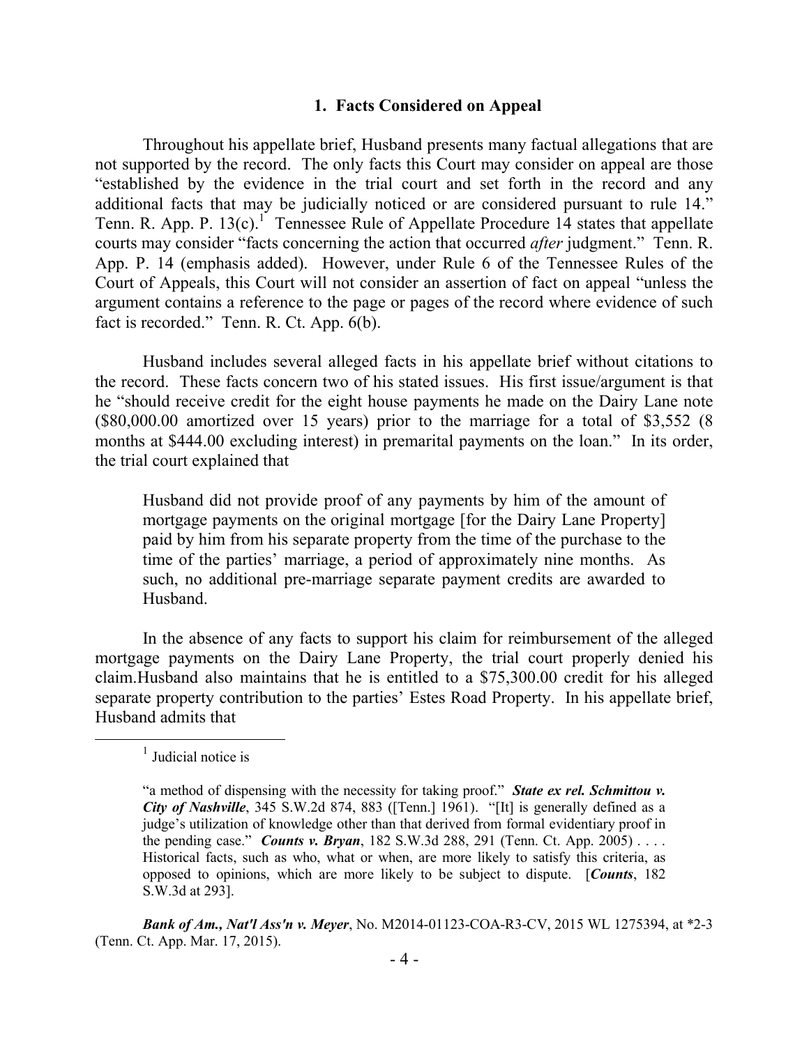### 1. Facts Considered on Appeal

Throughout his appellate brief, Husband presents many factual allegations that are not supported by the record. The only facts this Court may consider on appeal are those "established by the evidence in the trial court and set forth in the record and any additional facts that may be judicially noticed or are considered pursuant to rule 14." Tenn. R. App. P. 13(c).[1] Tennessee Rule of Appellate Procedure 14 states that appellate courts may consider "facts concerning the action that occurred *after* judgment." Tenn. R. App. P. 14 (emphasis added). However, under Rule 6 of the Tennessee Rules of the Court of Appeals, this Court will not consider an assertion of fact on appeal "unless the argument contains a reference to the page or pages of the record where evidence of such fact is recorded." Tenn. R. Ct. App. 6(b).

Husband includes several alleged facts in his appellate brief without citations to the record. These facts concern two of his stated issues. His first issue/argument is that he "should receive credit for the eight house payments he made on the Dairy Lane note ($80,000.00 amortized over 15 years) prior to the marriage for a total of $3,552 (8 months at $444.00 excluding interest) in premarital payments on the loan." In its order, the trial court explained that

> Husband did not provide proof of any payments by him of the amount of mortgage payments on the original mortgage [for the Dairy Lane Property] paid by him from his separate property from the time of the purchase to the time of the parties' marriage, a period of approximately nine months. As such, no additional pre-marriage separate payment credits are awarded to Husband.

In the absence of any facts to support his claim for reimbursement of the alleged mortgage payments on the Dairy Lane Property, the trial court properly denied his claim.Husband also maintains that he is entitled to a $75,300.00 credit for his alleged separate property contribution to the parties' Estes Road Property. In his appellate brief, Husband admits that

---

[1] Judicial notice is

> "a method of dispensing with the necessity for taking proof." ***State ex rel. Schmittou v. City of Nashville***, 345 S.W.2d 874, 883 ([Tenn.] 1961). "[It] is generally defined as a judge's utilization of knowledge other than that derived from formal evidentiary proof in the pending case." ***Counts v. Bryan***, 182 S.W.3d 288, 291 (Tenn. Ct. App. 2005) . . . . Historical facts, such as who, what or when, are more likely to satisfy this criteria, as opposed to opinions, which are more likely to be subject to dispute. [***Counts***, 182 S.W.3d at 293].

***Bank of Am., Nat'l Ass'n v. Meyer***, No. M2014-01123-COA-R3-CV, 2015 WL 1275394, at *2-3 (Tenn. Ct. App. Mar. 17, 2015).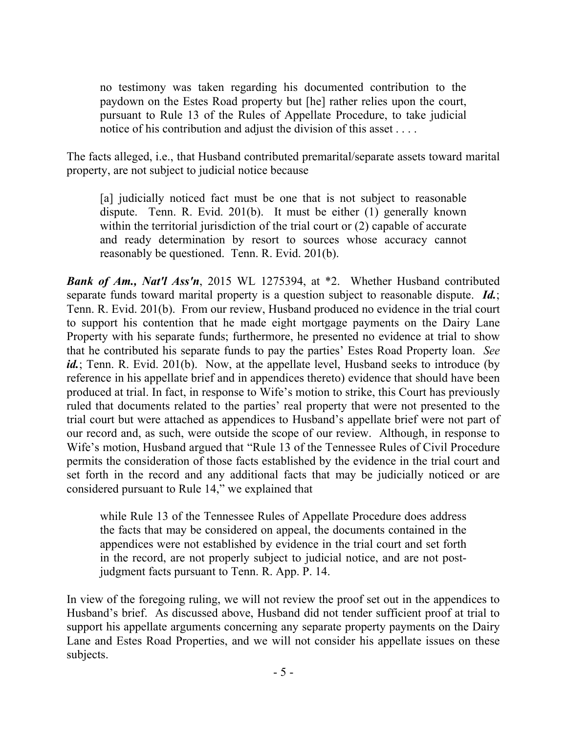> no testimony was taken regarding his documented contribution to the paydown on the Estes Road property but [he] rather relies upon the court, pursuant to Rule 13 of the Rules of Appellate Procedure, to take judicial notice of his contribution and adjust the division of this asset . . . .

The facts alleged, i.e., that Husband contributed premarital/separate assets toward marital property, are not subject to judicial notice because

> [a] judicially noticed fact must be one that is not subject to reasonable dispute. Tenn. R. Evid. 201(b). It must be either (1) generally known within the territorial jurisdiction of the trial court or (2) capable of accurate and ready determination by resort to sources whose accuracy cannot reasonably be questioned. Tenn. R. Evid. 201(b).

***Bank of Am., Nat'l Ass'n***, 2015 WL 1275394, at *2. Whether Husband contributed separate funds toward marital property is a question subject to reasonable dispute. ***Id.***; Tenn. R. Evid. 201(b). From our review, Husband produced no evidence in the trial court to support his contention that he made eight mortgage payments on the Dairy Lane Property with his separate funds; furthermore, he presented no evidence at trial to show that he contributed his separate funds to pay the parties' Estes Road Property loan. *See* ***id.***; Tenn. R. Evid. 201(b). Now, at the appellate level, Husband seeks to introduce (by reference in his appellate brief and in appendices thereto) evidence that should have been produced at trial. In fact, in response to Wife's motion to strike, this Court has previously ruled that documents related to the parties' real property that were not presented to the trial court but were attached as appendices to Husband's appellate brief were not part of our record and, as such, were outside the scope of our review. Although, in response to Wife's motion, Husband argued that "Rule 13 of the Tennessee Rules of Civil Procedure permits the consideration of those facts established by the evidence in the trial court and set forth in the record and any additional facts that may be judicially noticed or are considered pursuant to Rule 14," we explained that

> while Rule 13 of the Tennessee Rules of Appellate Procedure does address the facts that may be considered on appeal, the documents contained in the appendices were not established by evidence in the trial court and set forth in the record, are not properly subject to judicial notice, and are not post-judgment facts pursuant to Tenn. R. App. P. 14.

In view of the foregoing ruling, we will not review the proof set out in the appendices to Husband's brief. As discussed above, Husband did not tender sufficient proof at trial to support his appellate arguments concerning any separate property payments on the Dairy Lane and Estes Road Properties, and we will not consider his appellate issues on these subjects.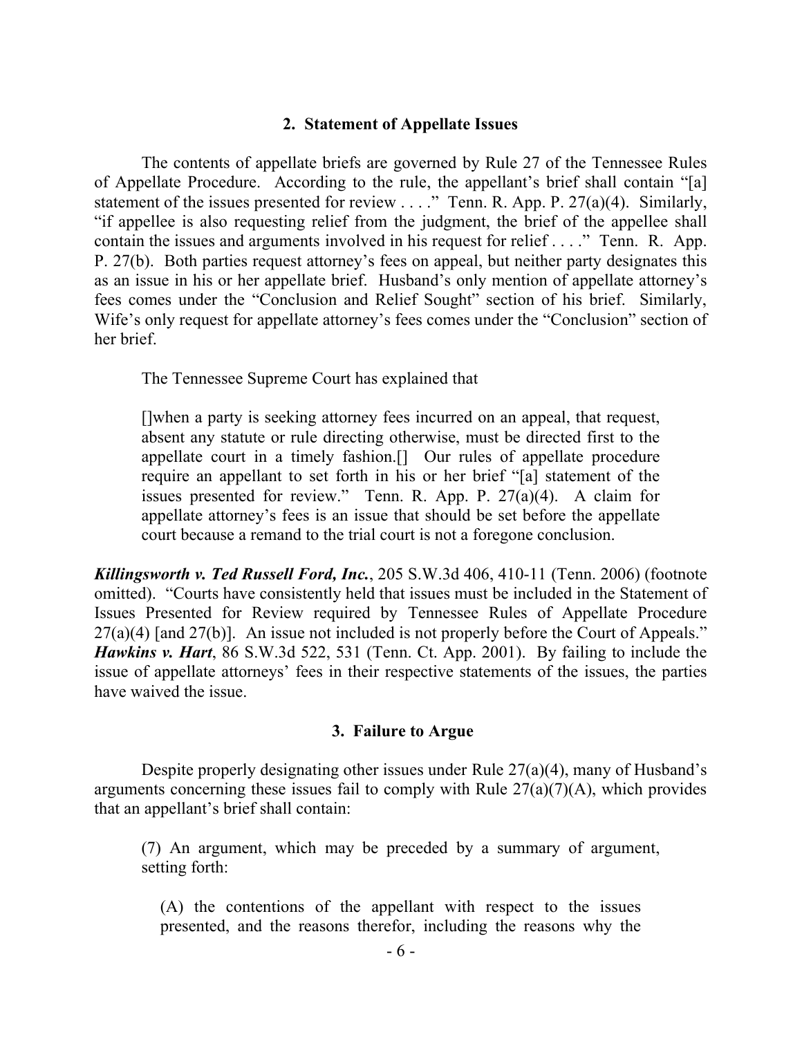### 2. Statement of Appellate Issues

The contents of appellate briefs are governed by Rule 27 of the Tennessee Rules of Appellate Procedure. According to the rule, the appellant's brief shall contain "[a] statement of the issues presented for review . . . ." Tenn. R. App. P. 27(a)(4). Similarly, "if appellee is also requesting relief from the judgment, the brief of the appellee shall contain the issues and arguments involved in his request for relief . . . ." Tenn. R. App. P. 27(b). Both parties request attorney's fees on appeal, but neither party designates this as an issue in his or her appellate brief. Husband's only mention of appellate attorney's fees comes under the "Conclusion and Relief Sought" section of his brief. Similarly, Wife's only request for appellate attorney's fees comes under the "Conclusion" section of her brief.

The Tennessee Supreme Court has explained that

> []when a party is seeking attorney fees incurred on an appeal, that request, absent any statute or rule directing otherwise, must be directed first to the appellate court in a timely fashion.[] Our rules of appellate procedure require an appellant to set forth in his or her brief "[a] statement of the issues presented for review." Tenn. R. App. P. 27(a)(4). A claim for appellate attorney's fees is an issue that should be set before the appellate court because a remand to the trial court is not a foregone conclusion.

***Killingsworth v. Ted Russell Ford, Inc.***, 205 S.W.3d 406, 410-11 (Tenn. 2006) (footnote omitted). "Courts have consistently held that issues must be included in the Statement of Issues Presented for Review required by Tennessee Rules of Appellate Procedure 27(a)(4) [and 27(b)]. An issue not included is not properly before the Court of Appeals." ***Hawkins v. Hart***, 86 S.W.3d 522, 531 (Tenn. Ct. App. 2001). By failing to include the issue of appellate attorneys' fees in their respective statements of the issues, the parties have waived the issue.

### 3. Failure to Argue

Despite properly designating other issues under Rule 27(a)(4), many of Husband's arguments concerning these issues fail to comply with Rule 27(a)(7)(A), which provides that an appellant's brief shall contain:

> (7) An argument, which may be preceded by a summary of argument, setting forth:
>
> (A) the contentions of the appellant with respect to the issues presented, and the reasons therefor, including the reasons why the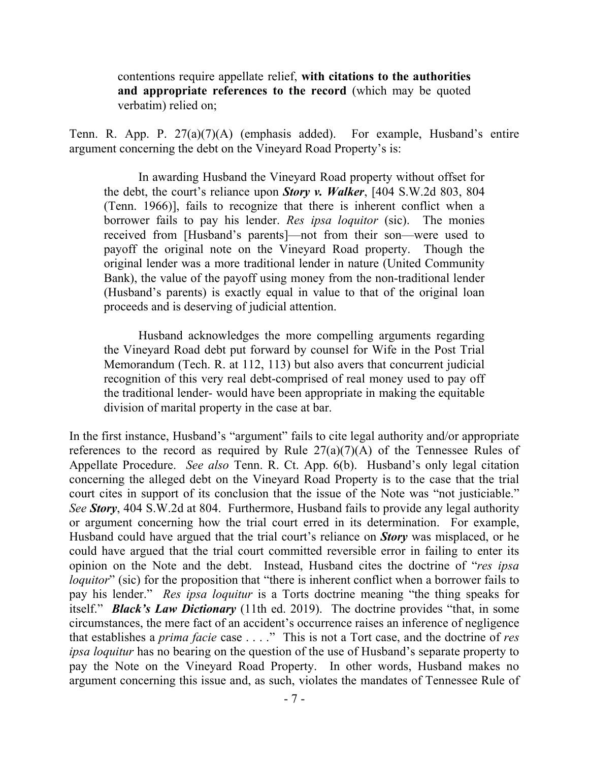> contentions require appellate relief, **with citations to the authorities and appropriate references to the record** (which may be quoted verbatim) relied on;

Tenn. R. App. P. 27(a)(7)(A) (emphasis added). For example, Husband's entire argument concerning the debt on the Vineyard Road Property's is:

> In awarding Husband the Vineyard Road property without offset for the debt, the court's reliance upon ***Story v. Walker***, [404 S.W.2d 803, 804 (Tenn. 1966)], fails to recognize that there is inherent conflict when a borrower fails to pay his lender. *Res ipsa loquitor* (sic). The monies received from [Husband's parents]—not from their son—were used to payoff the original note on the Vineyard Road property. Though the original lender was a more traditional lender in nature (United Community Bank), the value of the payoff using money from the non-traditional lender (Husband's parents) is exactly equal in value to that of the original loan proceeds and is deserving of judicial attention.
>
> Husband acknowledges the more compelling arguments regarding the Vineyard Road debt put forward by counsel for Wife in the Post Trial Memorandum (Tech. R. at 112, 113) but also avers that concurrent judicial recognition of this very real debt-comprised of real money used to pay off the traditional lender- would have been appropriate in making the equitable division of marital property in the case at bar.

In the first instance, Husband's "argument" fails to cite legal authority and/or appropriate references to the record as required by Rule 27(a)(7)(A) of the Tennessee Rules of Appellate Procedure. *See also* Tenn. R. Ct. App. 6(b). Husband's only legal citation concerning the alleged debt on the Vineyard Road Property is to the case that the trial court cites in support of its conclusion that the issue of the Note was "not justiciable." *See* ***Story***, 404 S.W.2d at 804. Furthermore, Husband fails to provide any legal authority or argument concerning how the trial court erred in its determination. For example, Husband could have argued that the trial court's reliance on ***Story*** was misplaced, or he could have argued that the trial court committed reversible error in failing to enter its opinion on the Note and the debt. Instead, Husband cites the doctrine of "*res ipsa loquitor*" (sic) for the proposition that "there is inherent conflict when a borrower fails to pay his lender." *Res ipsa loquitur* is a Torts doctrine meaning "the thing speaks for itself." ***Black's Law Dictionary*** (11th ed. 2019). The doctrine provides "that, in some circumstances, the mere fact of an accident's occurrence raises an inference of negligence that establishes a *prima facie* case . . . ." This is not a Tort case, and the doctrine of *res ipsa loquitur* has no bearing on the question of the use of Husband's separate property to pay the Note on the Vineyard Road Property. In other words, Husband makes no argument concerning this issue and, as such, violates the mandates of Tennessee Rule of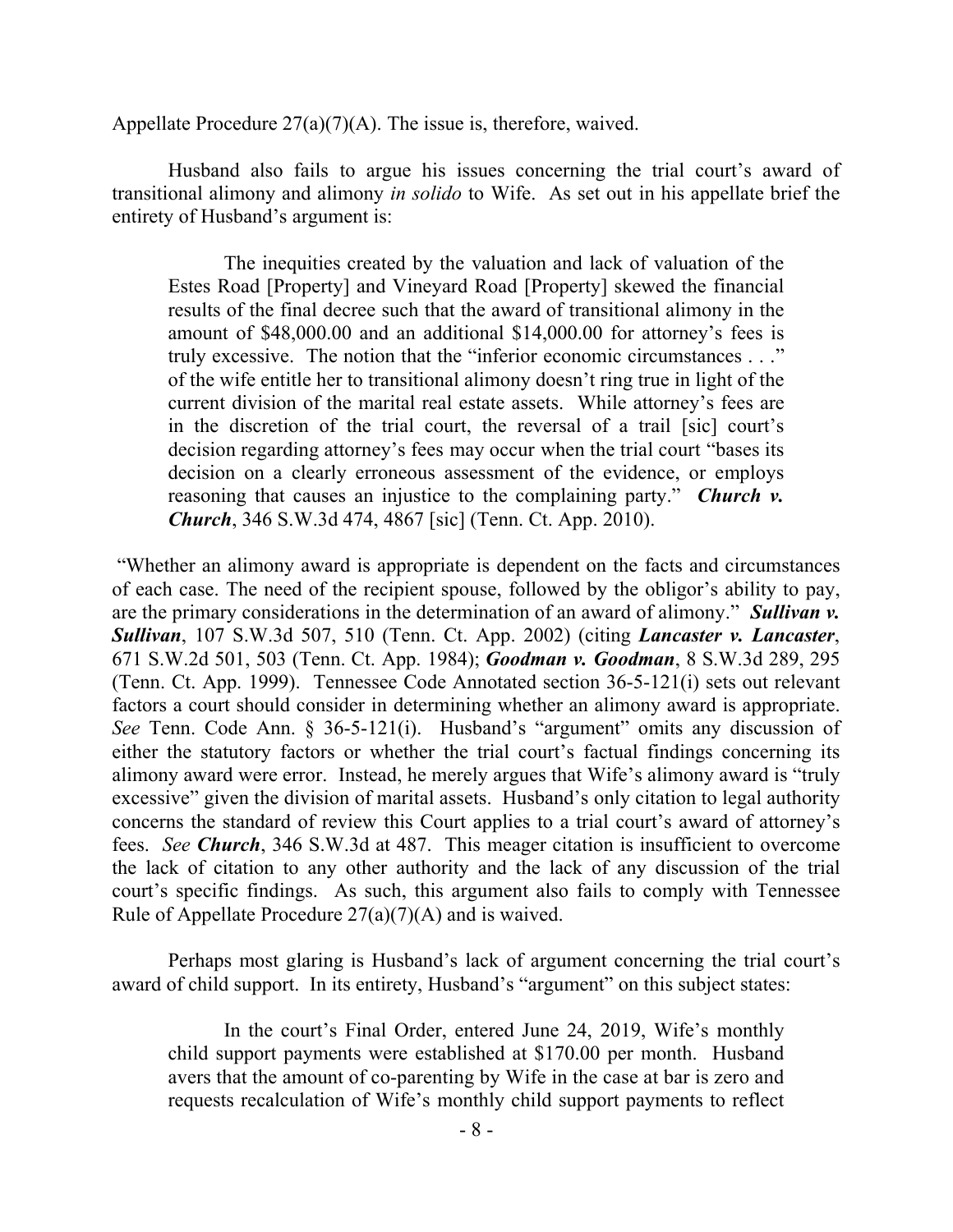Appellate Procedure 27(a)(7)(A). The issue is, therefore, waived.

Husband also fails to argue his issues concerning the trial court's award of transitional alimony and alimony *in solido* to Wife. As set out in his appellate brief the entirety of Husband's argument is:

> The inequities created by the valuation and lack of valuation of the Estes Road [Property] and Vineyard Road [Property] skewed the financial results of the final decree such that the award of transitional alimony in the amount of $48,000.00 and an additional $14,000.00 for attorney's fees is truly excessive. The notion that the "inferior economic circumstances . . ." of the wife entitle her to transitional alimony doesn't ring true in light of the current division of the marital real estate assets. While attorney's fees are in the discretion of the trial court, the reversal of a trail [sic] court's decision regarding attorney's fees may occur when the trial court "bases its decision on a clearly erroneous assessment of the evidence, or employs reasoning that causes an injustice to the complaining party." ***Church v. Church***, 346 S.W.3d 474, 4867 [sic] (Tenn. Ct. App. 2010).

"Whether an alimony award is appropriate is dependent on the facts and circumstances of each case. The need of the recipient spouse, followed by the obligor's ability to pay, are the primary considerations in the determination of an award of alimony." ***Sullivan v. Sullivan***, 107 S.W.3d 507, 510 (Tenn. Ct. App. 2002) (citing ***Lancaster v. Lancaster***, 671 S.W.2d 501, 503 (Tenn. Ct. App. 1984); ***Goodman v. Goodman***, 8 S.W.3d 289, 295 (Tenn. Ct. App. 1999). Tennessee Code Annotated section 36-5-121(i) sets out relevant factors a court should consider in determining whether an alimony award is appropriate. *See* Tenn. Code Ann. § 36-5-121(i). Husband's "argument" omits any discussion of either the statutory factors or whether the trial court's factual findings concerning its alimony award were error. Instead, he merely argues that Wife's alimony award is "truly excessive" given the division of marital assets. Husband's only citation to legal authority concerns the standard of review this Court applies to a trial court's award of attorney's fees. *See* ***Church***, 346 S.W.3d at 487. This meager citation is insufficient to overcome the lack of citation to any other authority and the lack of any discussion of the trial court's specific findings. As such, this argument also fails to comply with Tennessee Rule of Appellate Procedure 27(a)(7)(A) and is waived.

Perhaps most glaring is Husband's lack of argument concerning the trial court's award of child support. In its entirety, Husband's "argument" on this subject states:

> In the court's Final Order, entered June 24, 2019, Wife's monthly child support payments were established at $170.00 per month. Husband avers that the amount of co-parenting by Wife in the case at bar is zero and requests recalculation of Wife's monthly child support payments to reflect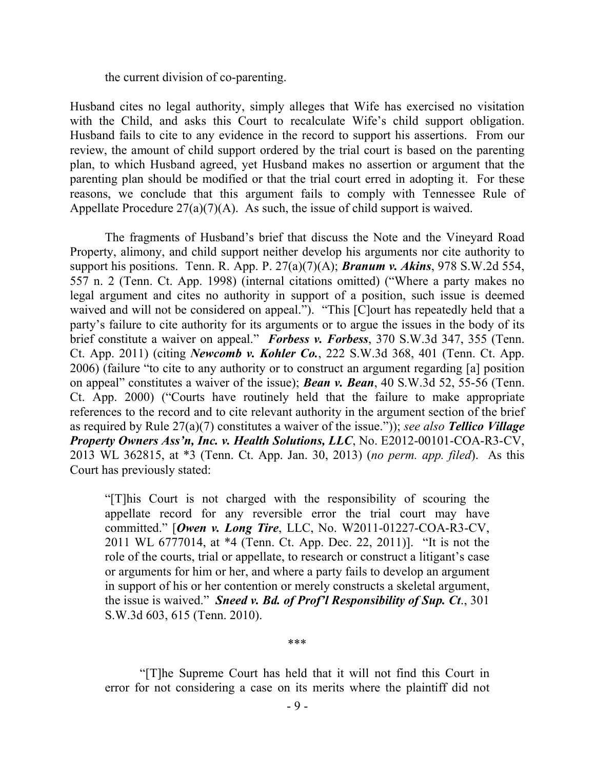the current division of co-parenting.

Husband cites no legal authority, simply alleges that Wife has exercised no visitation with the Child, and asks this Court to recalculate Wife's child support obligation. Husband fails to cite to any evidence in the record to support his assertions. From our review, the amount of child support ordered by the trial court is based on the parenting plan, to which Husband agreed, yet Husband makes no assertion or argument that the parenting plan should be modified or that the trial court erred in adopting it. For these reasons, we conclude that this argument fails to comply with Tennessee Rule of Appellate Procedure 27(a)(7)(A). As such, the issue of child support is waived.

The fragments of Husband's brief that discuss the Note and the Vineyard Road Property, alimony, and child support neither develop his arguments nor cite authority to support his positions. Tenn. R. App. P. 27(a)(7)(A); ***Branum v. Akins***, 978 S.W.2d 554, 557 n. 2 (Tenn. Ct. App. 1998) (internal citations omitted) ("Where a party makes no legal argument and cites no authority in support of a position, such issue is deemed waived and will not be considered on appeal."). "This [C]ourt has repeatedly held that a party's failure to cite authority for its arguments or to argue the issues in the body of its brief constitute a waiver on appeal." ***Forbess v. Forbess***, 370 S.W.3d 347, 355 (Tenn. Ct. App. 2011) (citing ***Newcomb v. Kohler Co.***, 222 S.W.3d 368, 401 (Tenn. Ct. App. 2006) (failure "to cite to any authority or to construct an argument regarding [a] position on appeal" constitutes a waiver of the issue); ***Bean v. Bean***, 40 S.W.3d 52, 55-56 (Tenn. Ct. App. 2000) ("Courts have routinely held that the failure to make appropriate references to the record and to cite relevant authority in the argument section of the brief as required by Rule 27(a)(7) constitutes a waiver of the issue.")); *see also* ***Tellico Village Property Owners Ass'n, Inc. v. Health Solutions, LLC***, No. E2012-00101-COA-R3-CV, 2013 WL 362815, at *3 (Tenn. Ct. App. Jan. 30, 2013) (*no perm. app. filed*). As this Court has previously stated:

> "[T]his Court is not charged with the responsibility of scouring the appellate record for any reversible error the trial court may have committed." [***Owen v. Long Tire***, LLC, No. W2011-01227-COA-R3-CV, 2011 WL 6777014, at *4 (Tenn. Ct. App. Dec. 22, 2011)]. "It is not the role of the courts, trial or appellate, to research or construct a litigant's case or arguments for him or her, and where a party fails to develop an argument in support of his or her contention or merely constructs a skeletal argument, the issue is waived." ***Sneed v. Bd. of Prof'l Responsibility of Sup. Ct***., 301 S.W.3d 603, 615 (Tenn. 2010).
>
> \*\*\*
>
> "[T]he Supreme Court has held that it will not find this Court in error for not considering a case on its merits where the plaintiff did not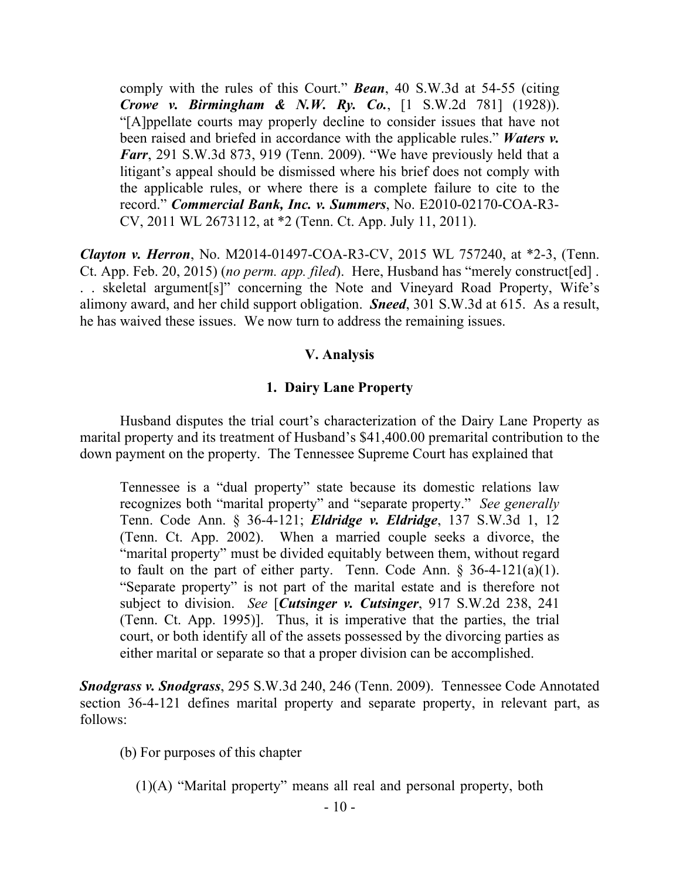> comply with the rules of this Court." ***Bean***, 40 S.W.3d at 54-55 (citing ***Crowe v. Birmingham & N.W. Ry. Co.***, [1 S.W.2d 781] (1928)). "[A]ppellate courts may properly decline to consider issues that have not been raised and briefed in accordance with the applicable rules." ***Waters v. Farr***, 291 S.W.3d 873, 919 (Tenn. 2009). "We have previously held that a litigant's appeal should be dismissed where his brief does not comply with the applicable rules, or where there is a complete failure to cite to the record." ***Commercial Bank, Inc. v. Summers***, No. E2010-02170-COA-R3-CV, 2011 WL 2673112, at *2 (Tenn. Ct. App. July 11, 2011).

***Clayton v. Herron***, No. M2014-01497-COA-R3-CV, 2015 WL 757240, at *2-3, (Tenn. Ct. App. Feb. 20, 2015) (*no perm. app. filed*). Here, Husband has "merely construct[ed] . . . skeletal argument[s]" concerning the Note and Vineyard Road Property, Wife's alimony award, and her child support obligation. ***Sneed***, 301 S.W.3d at 615. As a result, he has waived these issues. We now turn to address the remaining issues.

## V. Analysis

### 1. Dairy Lane Property

Husband disputes the trial court's characterization of the Dairy Lane Property as marital property and its treatment of Husband's $41,400.00 premarital contribution to the down payment on the property. The Tennessee Supreme Court has explained that

> Tennessee is a "dual property" state because its domestic relations law recognizes both "marital property" and "separate property." *See generally* Tenn. Code Ann. § 36-4-121; ***Eldridge v. Eldridge***, 137 S.W.3d 1, 12 (Tenn. Ct. App. 2002). When a married couple seeks a divorce, the "marital property" must be divided equitably between them, without regard to fault on the part of either party. Tenn. Code Ann. § 36-4-121(a)(1). "Separate property" is not part of the marital estate and is therefore not subject to division. *See* [***Cutsinger v. Cutsinger***, 917 S.W.2d 238, 241 (Tenn. Ct. App. 1995)]. Thus, it is imperative that the parties, the trial court, or both identify all of the assets possessed by the divorcing parties as either marital or separate so that a proper division can be accomplished.

***Snodgrass v. Snodgrass***, 295 S.W.3d 240, 246 (Tenn. 2009). Tennessee Code Annotated section 36-4-121 defines marital property and separate property, in relevant part, as follows:

> (b) For purposes of this chapter
>
> (1)(A) "Marital property" means all real and personal property, both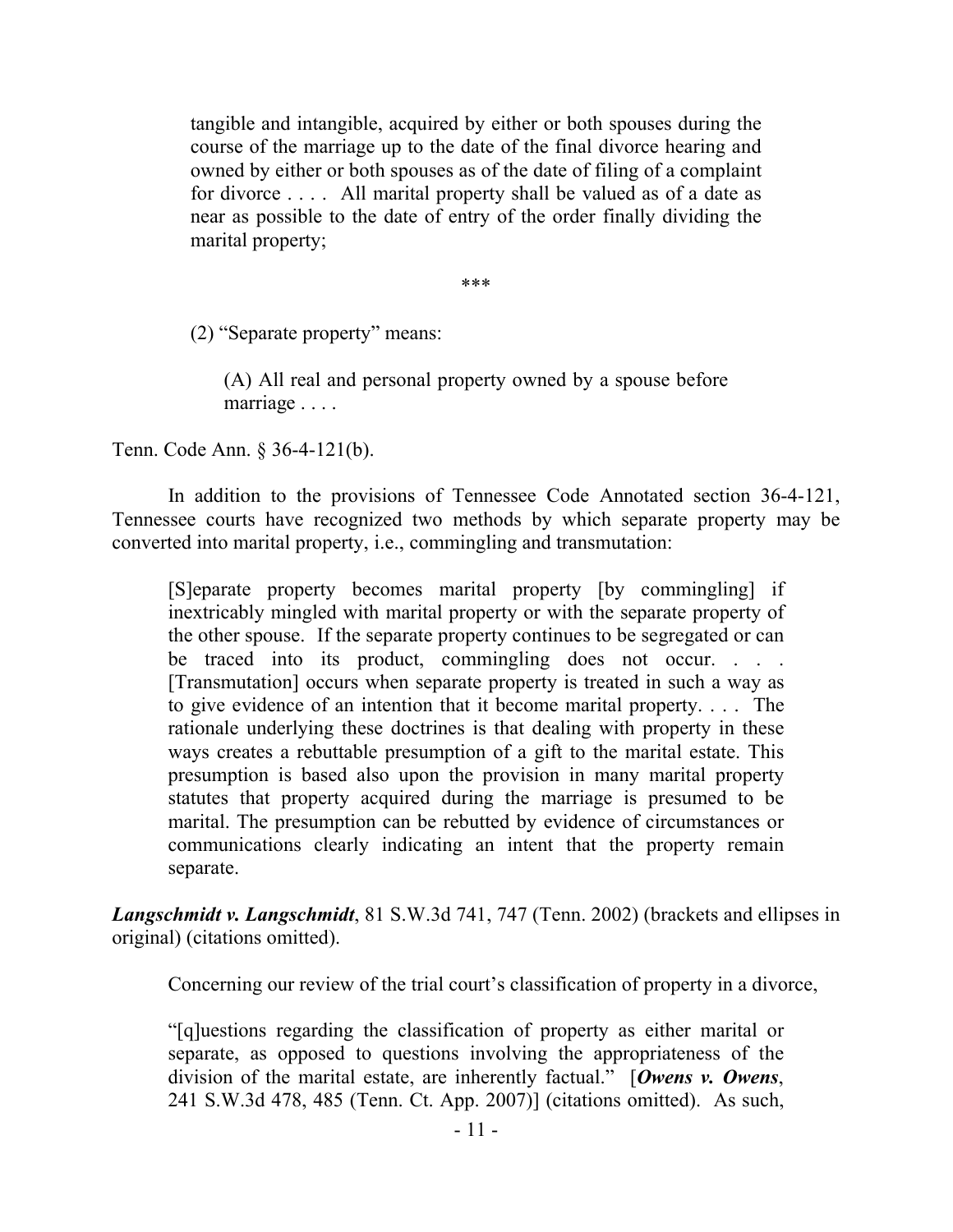> tangible and intangible, acquired by either or both spouses during the course of the marriage up to the date of the final divorce hearing and owned by either or both spouses as of the date of filing of a complaint for divorce . . . . All marital property shall be valued as of a date as near as possible to the date of entry of the order finally dividing the marital property;
>
> ***
>
> (2) "Separate property" means:
>
> > (A) All real and personal property owned by a spouse before marriage . . . .

Tenn. Code Ann. § 36-4-121(b).

In addition to the provisions of Tennessee Code Annotated section 36-4-121, Tennessee courts have recognized two methods by which separate property may be converted into marital property, i.e., commingling and transmutation:

> [S]eparate property becomes marital property [by commingling] if inextricably mingled with marital property or with the separate property of the other spouse. If the separate property continues to be segregated or can be traced into its product, commingling does not occur. . . . [Transmutation] occurs when separate property is treated in such a way as to give evidence of an intention that it become marital property. . . . The rationale underlying these doctrines is that dealing with property in these ways creates a rebuttable presumption of a gift to the marital estate. This presumption is based also upon the provision in many marital property statutes that property acquired during the marriage is presumed to be marital. The presumption can be rebutted by evidence of circumstances or communications clearly indicating an intent that the property remain separate.

***Langschmidt v. Langschmidt***, 81 S.W.3d 741, 747 (Tenn. 2002) (brackets and ellipses in original) (citations omitted).

Concerning our review of the trial court's classification of property in a divorce,

> "[q]uestions regarding the classification of property as either marital or separate, as opposed to questions involving the appropriateness of the division of the marital estate, are inherently factual." [***Owens v. Owens***, 241 S.W.3d 478, 485 (Tenn. Ct. App. 2007)] (citations omitted). As such,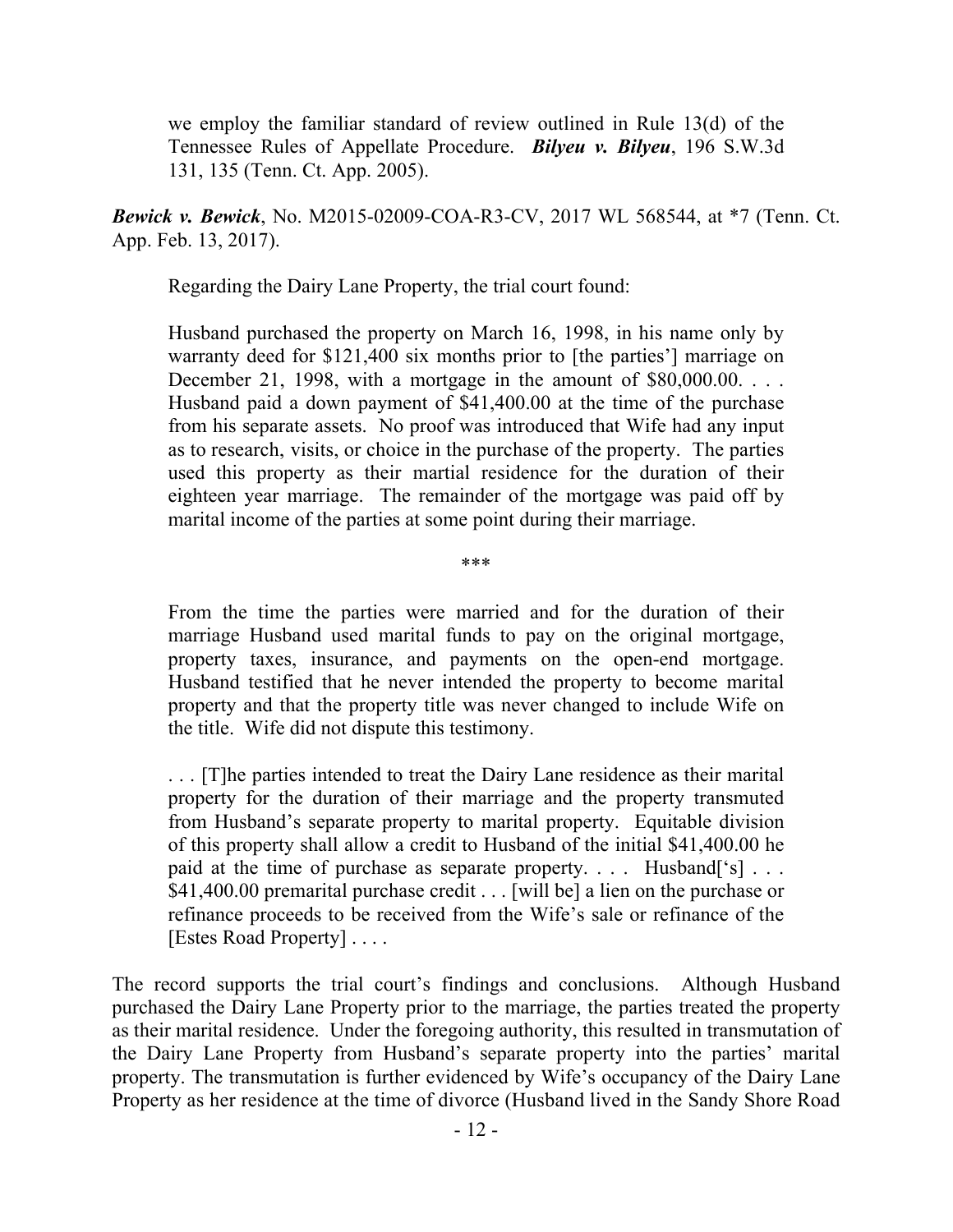we employ the familiar standard of review outlined in Rule 13(d) of the Tennessee Rules of Appellate Procedure. ***Bilyeu v. Bilyeu***, 196 S.W.3d 131, 135 (Tenn. Ct. App. 2005).

***Bewick v. Bewick***, No. M2015-02009-COA-R3-CV, 2017 WL 568544, at *7 (Tenn. Ct. App. Feb. 13, 2017).

Regarding the Dairy Lane Property, the trial court found:

> Husband purchased the property on March 16, 1998, in his name only by warranty deed for $121,400 six months prior to [the parties'] marriage on December 21, 1998, with a mortgage in the amount of $80,000.00. . . . Husband paid a down payment of $41,400.00 at the time of the purchase from his separate assets. No proof was introduced that Wife had any input as to research, visits, or choice in the purchase of the property. The parties used this property as their martial residence for the duration of their eighteen year marriage. The remainder of the mortgage was paid off by marital income of the parties at some point during their marriage.
>
> \*\*\*
>
> From the time the parties were married and for the duration of their marriage Husband used marital funds to pay on the original mortgage, property taxes, insurance, and payments on the open-end mortgage. Husband testified that he never intended the property to become marital property and that the property title was never changed to include Wife on the title. Wife did not dispute this testimony.
>
> . . . [T]he parties intended to treat the Dairy Lane residence as their marital property for the duration of their marriage and the property transmuted from Husband's separate property to marital property. Equitable division of this property shall allow a credit to Husband of the initial $41,400.00 he paid at the time of purchase as separate property. . . . Husband['s] . . . $41,400.00 premarital purchase credit . . . [will be] a lien on the purchase or refinance proceeds to be received from the Wife's sale or refinance of the [Estes Road Property] . . . .

The record supports the trial court's findings and conclusions. Although Husband purchased the Dairy Lane Property prior to the marriage, the parties treated the property as their marital residence. Under the foregoing authority, this resulted in transmutation of the Dairy Lane Property from Husband's separate property into the parties' marital property. The transmutation is further evidenced by Wife's occupancy of the Dairy Lane Property as her residence at the time of divorce (Husband lived in the Sandy Shore Road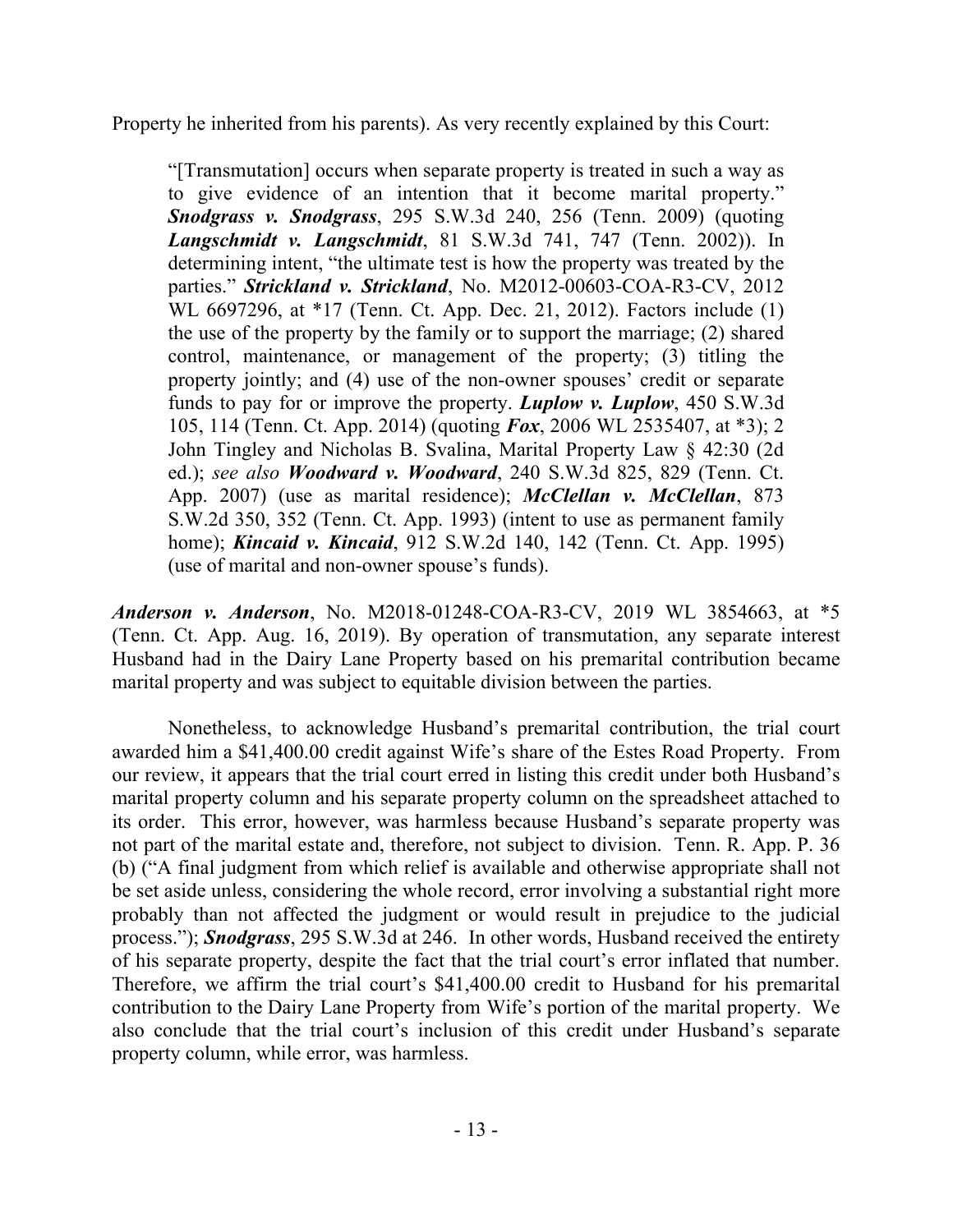Property he inherited from his parents). As very recently explained by this Court:

> "[Transmutation] occurs when separate property is treated in such a way as to give evidence of an intention that it become marital property." ***Snodgrass v. Snodgrass***, 295 S.W.3d 240, 256 (Tenn. 2009) (quoting ***Langschmidt v. Langschmidt***, 81 S.W.3d 741, 747 (Tenn. 2002)). In determining intent, "the ultimate test is how the property was treated by the parties." ***Strickland v. Strickland***, No. M2012-00603-COA-R3-CV, 2012 WL 6697296, at *17 (Tenn. Ct. App. Dec. 21, 2012). Factors include (1) the use of the property by the family or to support the marriage; (2) shared control, maintenance, or management of the property; (3) titling the property jointly; and (4) use of the non-owner spouses' credit or separate funds to pay for or improve the property. ***Luplow v. Luplow***, 450 S.W.3d 105, 114 (Tenn. Ct. App. 2014) (quoting ***Fox***, 2006 WL 2535407, at *3); 2 John Tingley and Nicholas B. Svalina, Marital Property Law § 42:30 (2d ed.); *see also* ***Woodward v. Woodward***, 240 S.W.3d 825, 829 (Tenn. Ct. App. 2007) (use as marital residence); ***McClellan v. McClellan***, 873 S.W.2d 350, 352 (Tenn. Ct. App. 1993) (intent to use as permanent family home); ***Kincaid v. Kincaid***, 912 S.W.2d 140, 142 (Tenn. Ct. App. 1995) (use of marital and non-owner spouse's funds).

***Anderson v. Anderson***, No. M2018-01248-COA-R3-CV, 2019 WL 3854663, at *5 (Tenn. Ct. App. Aug. 16, 2019). By operation of transmutation, any separate interest Husband had in the Dairy Lane Property based on his premarital contribution became marital property and was subject to equitable division between the parties.

Nonetheless, to acknowledge Husband's premarital contribution, the trial court awarded him a $41,400.00 credit against Wife's share of the Estes Road Property. From our review, it appears that the trial court erred in listing this credit under both Husband's marital property column and his separate property column on the spreadsheet attached to its order. This error, however, was harmless because Husband's separate property was not part of the marital estate and, therefore, not subject to division. Tenn. R. App. P. 36 (b) ("A final judgment from which relief is available and otherwise appropriate shall not be set aside unless, considering the whole record, error involving a substantial right more probably than not affected the judgment or would result in prejudice to the judicial process."); ***Snodgrass***, 295 S.W.3d at 246. In other words, Husband received the entirety of his separate property, despite the fact that the trial court's error inflated that number. Therefore, we affirm the trial court's $41,400.00 credit to Husband for his premarital contribution to the Dairy Lane Property from Wife's portion of the marital property. We also conclude that the trial court's inclusion of this credit under Husband's separate property column, while error, was harmless.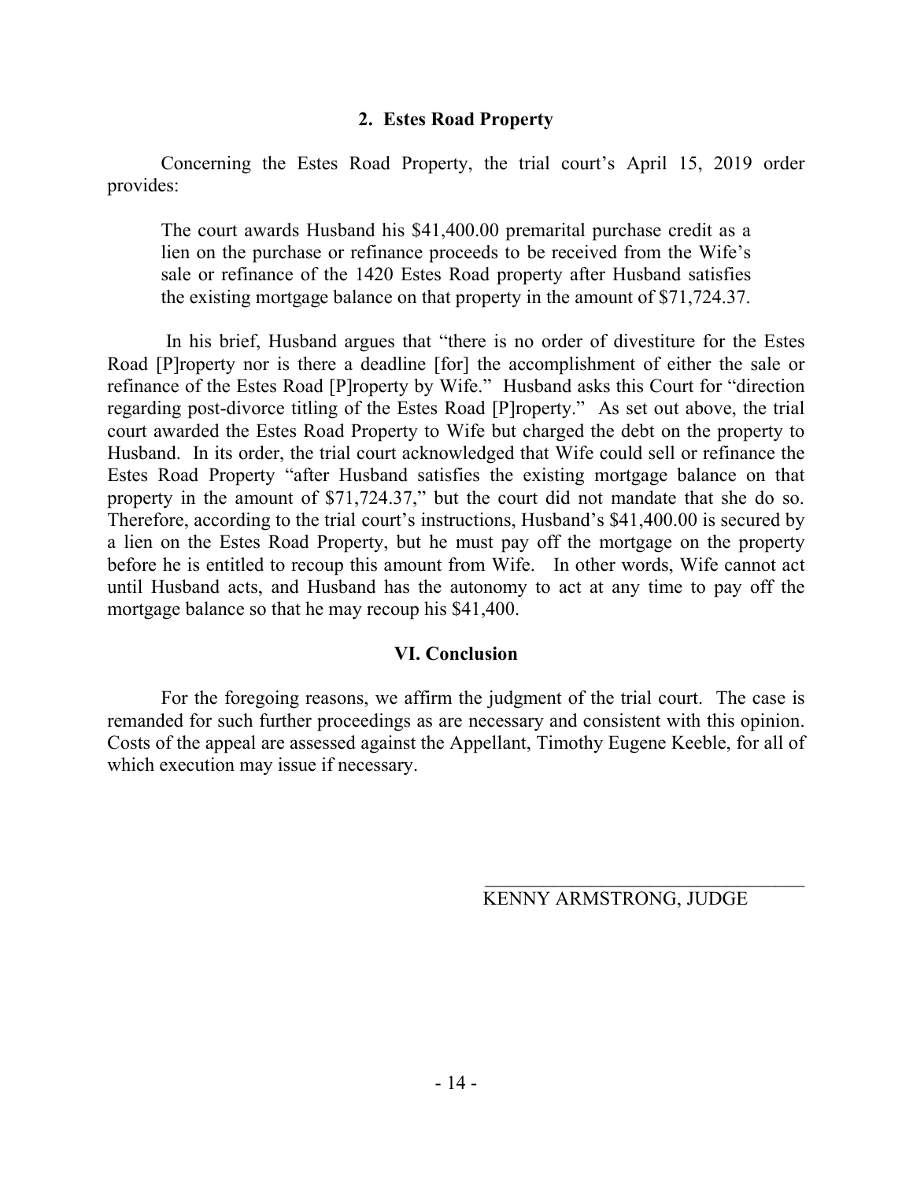### 2. Estes Road Property

Concerning the Estes Road Property, the trial court's April 15, 2019 order provides:

> The court awards Husband his $41,400.00 premarital purchase credit as a lien on the purchase or refinance proceeds to be received from the Wife's sale or refinance of the 1420 Estes Road property after Husband satisfies the existing mortgage balance on that property in the amount of $71,724.37.

In his brief, Husband argues that "there is no order of divestiture for the Estes Road [P]roperty nor is there a deadline [for] the accomplishment of either the sale or refinance of the Estes Road [P]roperty by Wife." Husband asks this Court for "direction regarding post-divorce titling of the Estes Road [P]roperty." As set out above, the trial court awarded the Estes Road Property to Wife but charged the debt on the property to Husband. In its order, the trial court acknowledged that Wife could sell or refinance the Estes Road Property "after Husband satisfies the existing mortgage balance on that property in the amount of $71,724.37," but the court did not mandate that she do so. Therefore, according to the trial court's instructions, Husband's $41,400.00 is secured by a lien on the Estes Road Property, but he must pay off the mortgage on the property before he is entitled to recoup this amount from Wife. In other words, Wife cannot act until Husband acts, and Husband has the autonomy to act at any time to pay off the mortgage balance so that he may recoup his $41,400.

## VI. Conclusion

For the foregoing reasons, we affirm the judgment of the trial court. The case is remanded for such further proceedings as are necessary and consistent with this opinion. Costs of the appeal are assessed against the Appellant, Timothy Eugene Keeble, for all of which execution may issue if necessary.

\_\_\_\_\_\_\_\_\_\_\_\_\_\_\_\_\_\_\_\_\_\_\_\_\_\_\_\_\_\_\_\_\_\_\_\_\_

KENNY ARMSTRONG, JUDGE